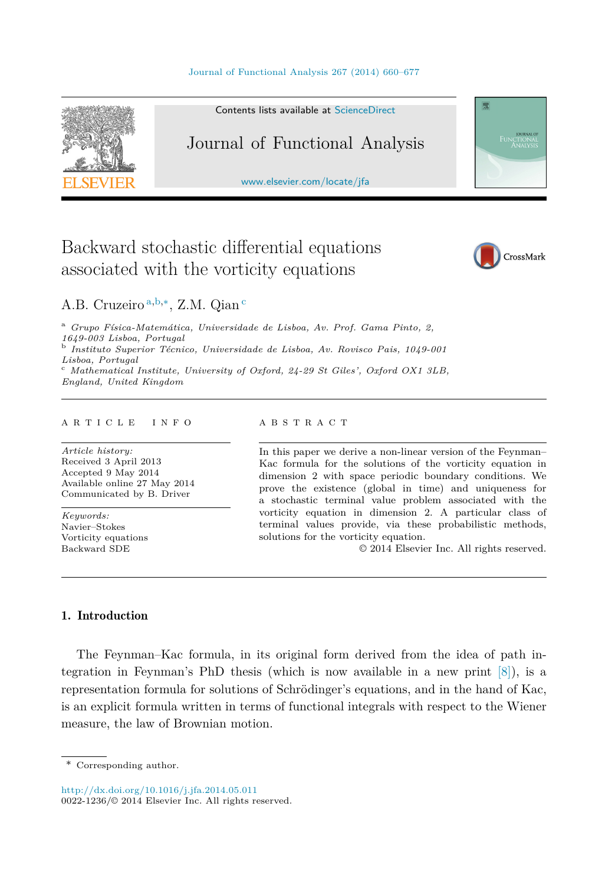# Backward stochastic differential equations associated with the vorticity equations

A.B. Cruzeiro [a,b,*], Z.M. Qian [c]

[a] *Grupo Física-Matemática, Universidade de Lisboa, Av. Prof. Gama Pinto, 2, 1649-003 Lisboa, Portugal*
[b] *Instituto Superior Técnico, Universidade de Lisboa, Av. Rovisco Pais, 1049-001 Lisboa, Portugal*
[c] *Mathematical Institute, University of Oxford, 24-29 St Giles', Oxford OX1 3LB, England, United Kingdom*

ARTICLE INFO

*Article history:*
Received 3 April 2013
Accepted 9 May 2014
Available online 27 May 2014
Communicated by B. Driver

*Keywords:*
Navier–Stokes
Vorticity equations
Backward SDE

ABSTRACT

In this paper we derive a non-linear version of the Feynman–Kac formula for the solutions of the vorticity equation in dimension 2 with space periodic boundary conditions. We prove the existence (global in time) and uniqueness for a stochastic terminal value problem associated with the vorticity equation in dimension 2. A particular class of terminal values provide, via these probabilistic methods, solutions for the vorticity equation.

© 2014 Elsevier Inc. All rights reserved.

## 1. Introduction

The Feynman–Kac formula, in its original form derived from the idea of path integration in Feynman's PhD thesis (which is now available in a new print [8]), is a representation formula for solutions of Schrödinger's equations, and in the hand of Kac, is an explicit formula written in terms of functional integrals with respect to the Wiener measure, the law of Brownian motion.

* Corresponding author.

http://dx.doi.org/10.1016/j.jfa.2014.05.011
0022-1236/© 2014 Elsevier Inc. All rights reserved.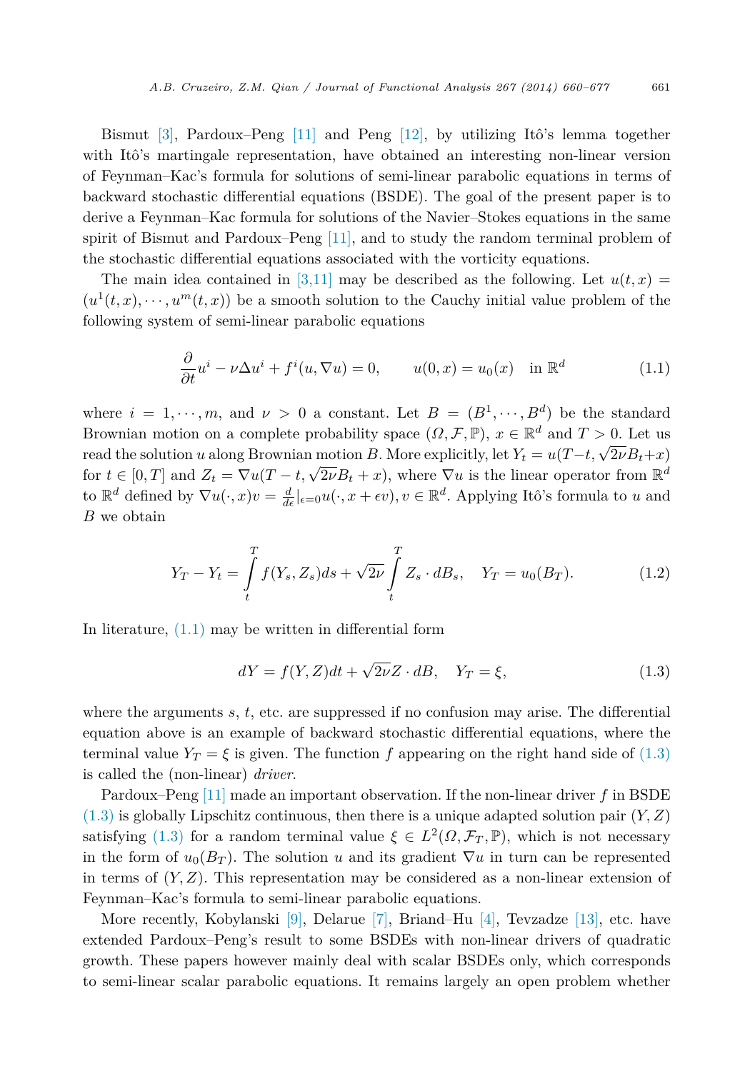Bismut [3], Pardoux–Peng [11] and Peng [12], by utilizing Itô's lemma together with Itô's martingale representation, have obtained an interesting non-linear version of Feynman–Kac's formula for solutions of semi-linear parabolic equations in terms of backward stochastic differential equations (BSDE). The goal of the present paper is to derive a Feynman–Kac formula for solutions of the Navier–Stokes equations in the same spirit of Bismut and Pardoux–Peng [11], and to study the random terminal problem of the stochastic differential equations associated with the vorticity equations.

The main idea contained in [3,11] may be described as the following. Let $u(t,x) = (u^1(t,x), \cdots, u^m(t,x))$ be a smooth solution to the Cauchy initial value problem of the following system of semi-linear parabolic equations

$$\frac{\partial}{\partial t}u^i - \nu\Delta u^i + f^i(u, \nabla u) = 0, \qquad u(0,x) = u_0(x) \quad \text{in } \mathbb{R}^d \tag{1.1}$$

where $i = 1, \cdots, m$, and $\nu > 0$ a constant. Let $B = (B^1, \cdots, B^d)$ be the standard Brownian motion on a complete probability space $(\Omega, \mathcal{F}, \mathbb{P})$, $x \in \mathbb{R}^d$ and $T > 0$. Let us read the solution $u$ along Brownian motion $B$. More explicitly, let $Y_t = u(T-t, \sqrt{2\nu}B_t + x)$ for $t \in [0,T]$ and $Z_t = \nabla u(T-t, \sqrt{2\nu}B_t + x)$, where $\nabla u$ is the linear operator from $\mathbb{R}^d$ to $\mathbb{R}^d$ defined by $\nabla u(\cdot, x)v = \frac{d}{d\epsilon}|_{\epsilon=0} u(\cdot, x + \epsilon v)$, $v \in \mathbb{R}^d$. Applying Itô's formula to $u$ and $B$ we obtain

$$Y_T - Y_t = \int_t^T f(Y_s, Z_s)ds + \sqrt{2\nu}\int_t^T Z_s \cdot dB_s, \quad Y_T = u_0(B_T). \tag{1.2}$$

In literature, (1.1) may be written in differential form

$$dY = f(Y,Z)dt + \sqrt{2\nu}Z \cdot dB, \quad Y_T = \xi, \tag{1.3}$$

where the arguments $s$, $t$, etc. are suppressed if no confusion may arise. The differential equation above is an example of backward stochastic differential equations, where the terminal value $Y_T = \xi$ is given. The function $f$ appearing on the right hand side of (1.3) is called the (non-linear) *driver*.

Pardoux–Peng [11] made an important observation. If the non-linear driver $f$ in BSDE (1.3) is globally Lipschitz continuous, then there is a unique adapted solution pair $(Y,Z)$ satisfying (1.3) for a random terminal value $\xi \in L^2(\Omega, \mathcal{F}_T, \mathbb{P})$, which is not necessary in the form of $u_0(B_T)$. The solution $u$ and its gradient $\nabla u$ in turn can be represented in terms of $(Y,Z)$. This representation may be considered as a non-linear extension of Feynman–Kac's formula to semi-linear parabolic equations.

More recently, Kobylanski [9], Delarue [7], Briand–Hu [4], Tevzadze [13], etc. have extended Pardoux–Peng's result to some BSDEs with non-linear drivers of quadratic growth. These papers however mainly deal with scalar BSDEs only, which corresponds to semi-linear scalar parabolic equations. It remains largely an open problem whether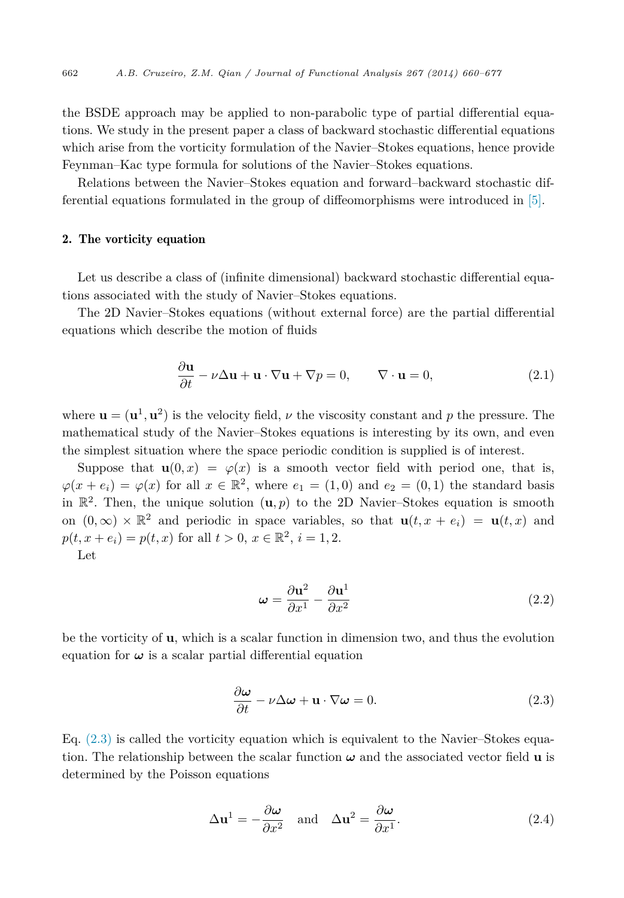the BSDE approach may be applied to non-parabolic type of partial differential equations. We study in the present paper a class of backward stochastic differential equations which arise from the vorticity formulation of the Navier–Stokes equations, hence provide Feynman–Kac type formula for solutions of the Navier–Stokes equations.

Relations between the Navier–Stokes equation and forward–backward stochastic differential equations formulated in the group of diffeomorphisms were introduced in [5].

## 2. The vorticity equation

Let us describe a class of (infinite dimensional) backward stochastic differential equations associated with the study of Navier–Stokes equations.

The 2D Navier–Stokes equations (without external force) are the partial differential equations which describe the motion of fluids

$$\frac{\partial \mathbf{u}}{\partial t} - \nu \Delta \mathbf{u} + \mathbf{u} \cdot \nabla \mathbf{u} + \nabla p = 0, \qquad \nabla \cdot \mathbf{u} = 0, \tag{2.1}$$

where $\mathbf{u} = (\mathbf{u}^1, \mathbf{u}^2)$ is the velocity field, $\nu$ the viscosity constant and $p$ the pressure. The mathematical study of the Navier–Stokes equations is interesting by its own, and even the simplest situation where the space periodic condition is supplied is of interest.

Suppose that $\mathbf{u}(0,x) = \varphi(x)$ is a smooth vector field with period one, that is, $\varphi(x + e_i) = \varphi(x)$ for all $x \in \mathbb{R}^2$, where $e_1 = (1,0)$ and $e_2 = (0,1)$ the standard basis in $\mathbb{R}^2$. Then, the unique solution $(\mathbf{u}, p)$ to the 2D Navier–Stokes equation is smooth on $(0,\infty) \times \mathbb{R}^2$ and periodic in space variables, so that $\mathbf{u}(t, x + e_i) = \mathbf{u}(t,x)$ and $p(t, x + e_i) = p(t,x)$ for all $t > 0$, $x \in \mathbb{R}^2$, $i = 1, 2$.

Let

$$\boldsymbol{\omega} = \frac{\partial \mathbf{u}^2}{\partial x^1} - \frac{\partial \mathbf{u}^1}{\partial x^2} \tag{2.2}$$

be the vorticity of $\mathbf{u}$, which is a scalar function in dimension two, and thus the evolution equation for $\boldsymbol{\omega}$ is a scalar partial differential equation

$$\frac{\partial \boldsymbol{\omega}}{\partial t} - \nu \Delta \boldsymbol{\omega} + \mathbf{u} \cdot \nabla \boldsymbol{\omega} = 0. \tag{2.3}$$

Eq. (2.3) is called the vorticity equation which is equivalent to the Navier–Stokes equation. The relationship between the scalar function $\boldsymbol{\omega}$ and the associated vector field $\mathbf{u}$ is determined by the Poisson equations

$$\Delta \mathbf{u}^1 = -\frac{\partial \boldsymbol{\omega}}{\partial x^2} \quad \text{and} \quad \Delta \mathbf{u}^2 = \frac{\partial \boldsymbol{\omega}}{\partial x^1}. \tag{2.4}$$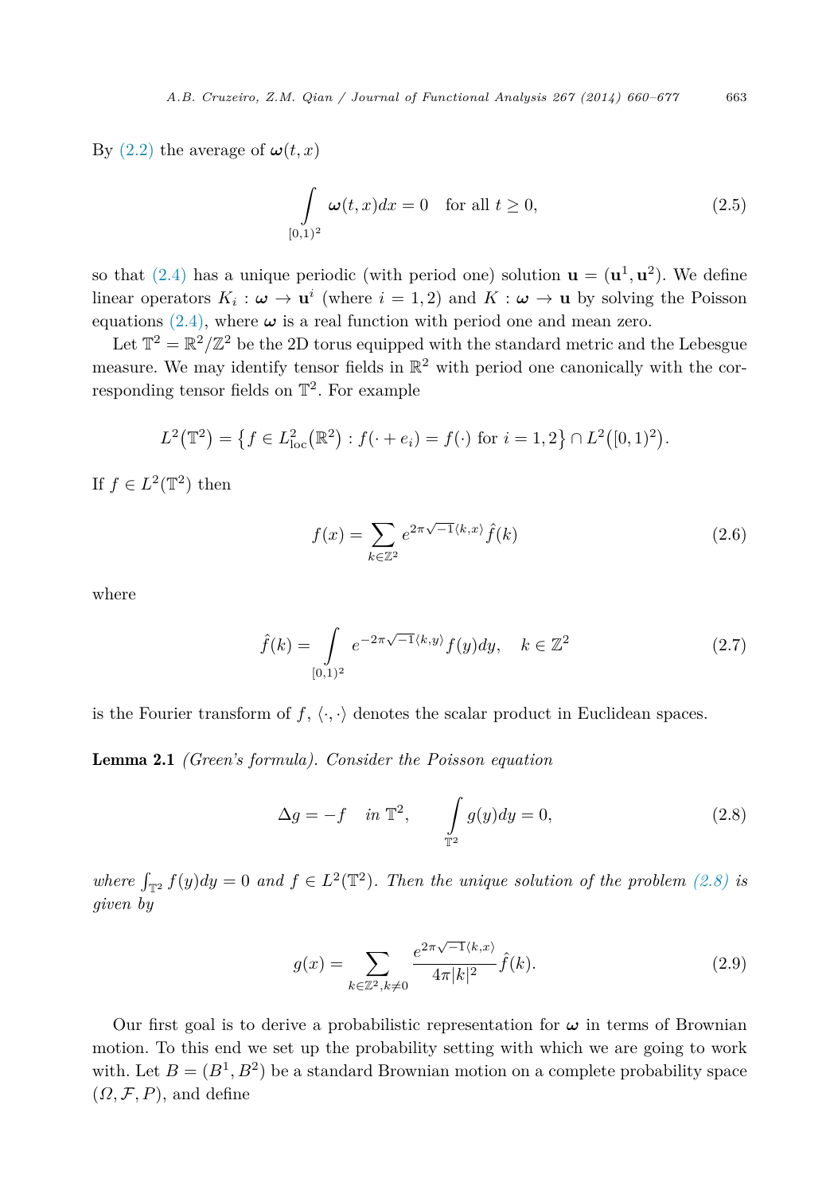By (2.2) the average of $\boldsymbol{\omega}(t,x)$

$$\int\limits_{[0,1)^2} \boldsymbol{\omega}(t,x)dx = 0 \quad \text{for all } t \geq 0, \tag{2.5}$$

so that (2.4) has a unique periodic (with period one) solution $\mathbf{u} = (\mathbf{u}^1, \mathbf{u}^2)$. We define linear operators $K_i : \boldsymbol{\omega} \to \mathbf{u}^i$ (where $i = 1, 2$) and $K : \boldsymbol{\omega} \to \mathbf{u}$ by solving the Poisson equations (2.4), where $\boldsymbol{\omega}$ is a real function with period one and mean zero.

Let $\mathbb{T}^2 = \mathbb{R}^2/\mathbb{Z}^2$ be the 2D torus equipped with the standard metric and the Lebesgue measure. We may identify tensor fields in $\mathbb{R}^2$ with period one canonically with the corresponding tensor fields on $\mathbb{T}^2$. For example

$$L^2(\mathbb{T}^2) = \left\{ f \in L^2_{\mathrm{loc}}(\mathbb{R}^2) : f(\cdot + e_i) = f(\cdot) \text{ for } i = 1, 2 \right\} \cap L^2([0,1)^2).$$

If $f \in L^2(\mathbb{T}^2)$ then

$$f(x) = \sum_{k \in \mathbb{Z}^2} e^{2\pi\sqrt{-1}\langle k, x \rangle} \hat{f}(k) \tag{2.6}$$

where

$$\hat{f}(k) = \int\limits_{[0,1)^2} e^{-2\pi\sqrt{-1}\langle k, y \rangle} f(y)dy, \quad k \in \mathbb{Z}^2 \tag{2.7}$$

is the Fourier transform of $f$, $\langle \cdot, \cdot \rangle$ denotes the scalar product in Euclidean spaces.

**Lemma 2.1** *(Green's formula). Consider the Poisson equation*

$$\Delta g = -f \quad \text{in } \mathbb{T}^2, \qquad \int\limits_{\mathbb{T}^2} g(y)dy = 0, \tag{2.8}$$

*where $\int_{\mathbb{T}^2} f(y)dy = 0$ and $f \in L^2(\mathbb{T}^2)$. Then the unique solution of the problem (2.8) is given by*

$$g(x) = \sum_{k \in \mathbb{Z}^2, k \neq 0} \frac{e^{2\pi\sqrt{-1}\langle k, x \rangle}}{4\pi|k|^2} \hat{f}(k). \tag{2.9}$$

Our first goal is to derive a probabilistic representation for $\boldsymbol{\omega}$ in terms of Brownian motion. To this end we set up the probability setting with which we are going to work with. Let $B = (B^1, B^2)$ be a standard Brownian motion on a complete probability space $(\Omega, \mathcal{F}, P)$, and define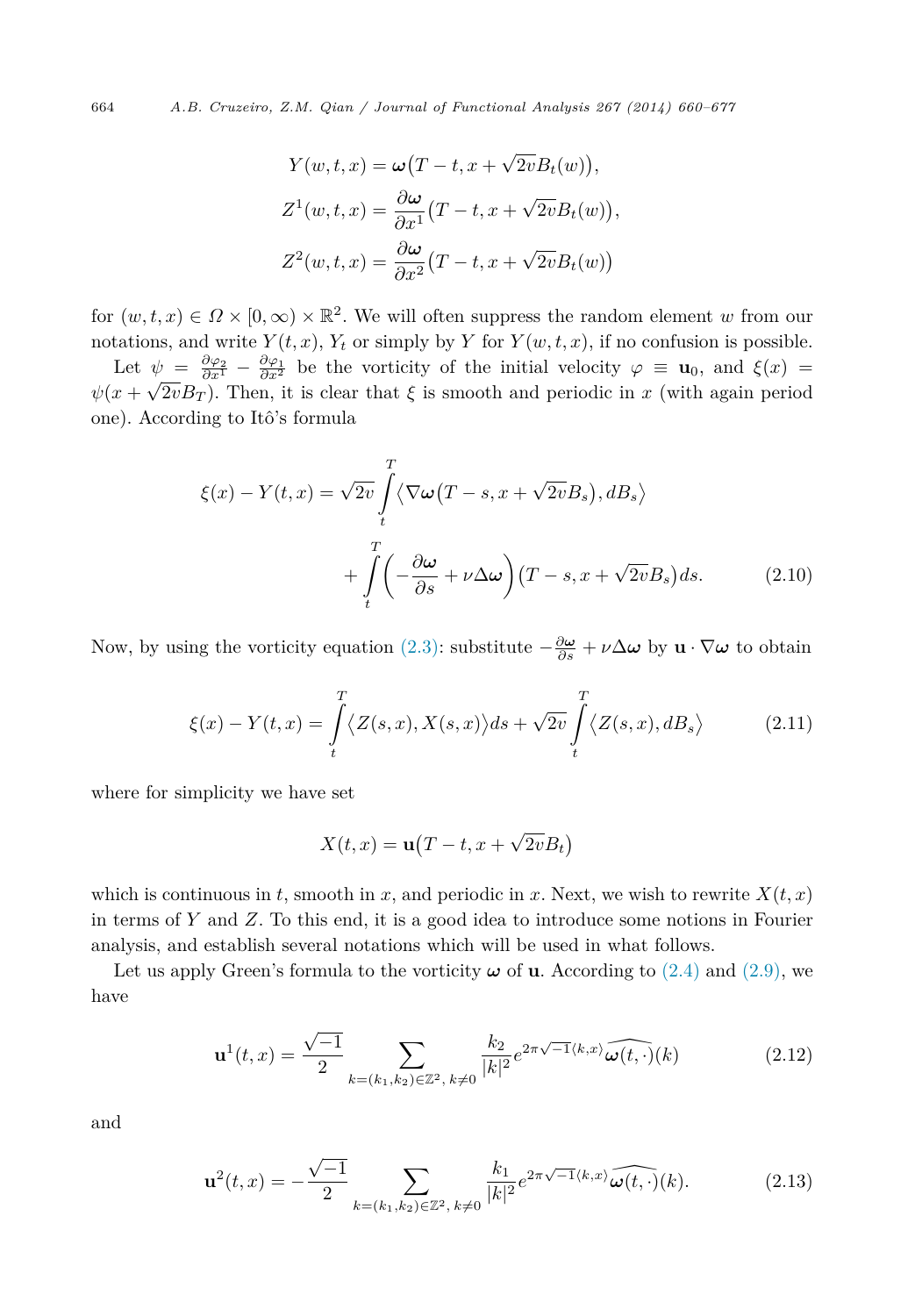$$Y(w,t,x) = \boldsymbol{\omega}\big(T-t, x+\sqrt{2v}B_t(w)\big),$$

$$Z^1(w,t,x) = \frac{\partial \boldsymbol{\omega}}{\partial x^1}\big(T-t, x+\sqrt{2v}B_t(w)\big),$$

$$Z^2(w,t,x) = \frac{\partial \boldsymbol{\omega}}{\partial x^2}\big(T-t, x+\sqrt{2v}B_t(w)\big)$$

for $(w,t,x) \in \Omega \times [0,\infty) \times \mathbb{R}^2$. We will often suppress the random element $w$ from our notations, and write $Y(t,x)$, $Y_t$ or simply by $Y$ for $Y(w,t,x)$, if no confusion is possible.

Let $\psi = \frac{\partial \varphi_2}{\partial x^1} - \frac{\partial \varphi_1}{\partial x^2}$ be the vorticity of the initial velocity $\varphi \equiv \mathbf{u}_0$, and $\xi(x) = \psi(x+\sqrt{2v}B_T)$. Then, it is clear that $\xi$ is smooth and periodic in $x$ (with again period one). According to Itô's formula

$$\xi(x) - Y(t,x) = \sqrt{2v}\int_t^T \big\langle \nabla\boldsymbol{\omega}\big(T-s, x+\sqrt{2v}B_s\big), dB_s\big\rangle + \int_t^T \left(-\frac{\partial \boldsymbol{\omega}}{\partial s} + \nu\Delta\boldsymbol{\omega}\right)\big(T-s, x+\sqrt{2v}B_s\big)ds. \tag{2.10}$$

Now, by using the vorticity equation (2.3): substitute $-\frac{\partial \boldsymbol{\omega}}{\partial s} + \nu\Delta\boldsymbol{\omega}$ by $\mathbf{u}\cdot\nabla\boldsymbol{\omega}$ to obtain

$$\xi(x) - Y(t,x) = \int_t^T \big\langle Z(s,x), X(s,x)\big\rangle ds + \sqrt{2v}\int_t^T \big\langle Z(s,x), dB_s\big\rangle \tag{2.11}$$

where for simplicity we have set

$$X(t,x) = \mathbf{u}\big(T-t, x+\sqrt{2v}B_t\big)$$

which is continuous in $t$, smooth in $x$, and periodic in $x$. Next, we wish to rewrite $X(t,x)$ in terms of $Y$ and $Z$. To this end, it is a good idea to introduce some notions in Fourier analysis, and establish several notations which will be used in what follows.

Let us apply Green's formula to the vorticity $\boldsymbol{\omega}$ of $\mathbf{u}$. According to (2.4) and (2.9), we have

$$\mathbf{u}^1(t,x) = \frac{\sqrt{-1}}{2}\sum_{k=(k_1,k_2)\in\mathbb{Z}^2,\, k\neq 0} \frac{k_2}{|k|^2} e^{2\pi\sqrt{-1}\langle k,x\rangle}\widehat{\boldsymbol{\omega}(t,\cdot)}(k) \tag{2.12}$$

and

$$\mathbf{u}^2(t,x) = -\frac{\sqrt{-1}}{2}\sum_{k=(k_1,k_2)\in\mathbb{Z}^2,\, k\neq 0} \frac{k_1}{|k|^2} e^{2\pi\sqrt{-1}\langle k,x\rangle}\widehat{\boldsymbol{\omega}(t,\cdot)}(k). \tag{2.13}$$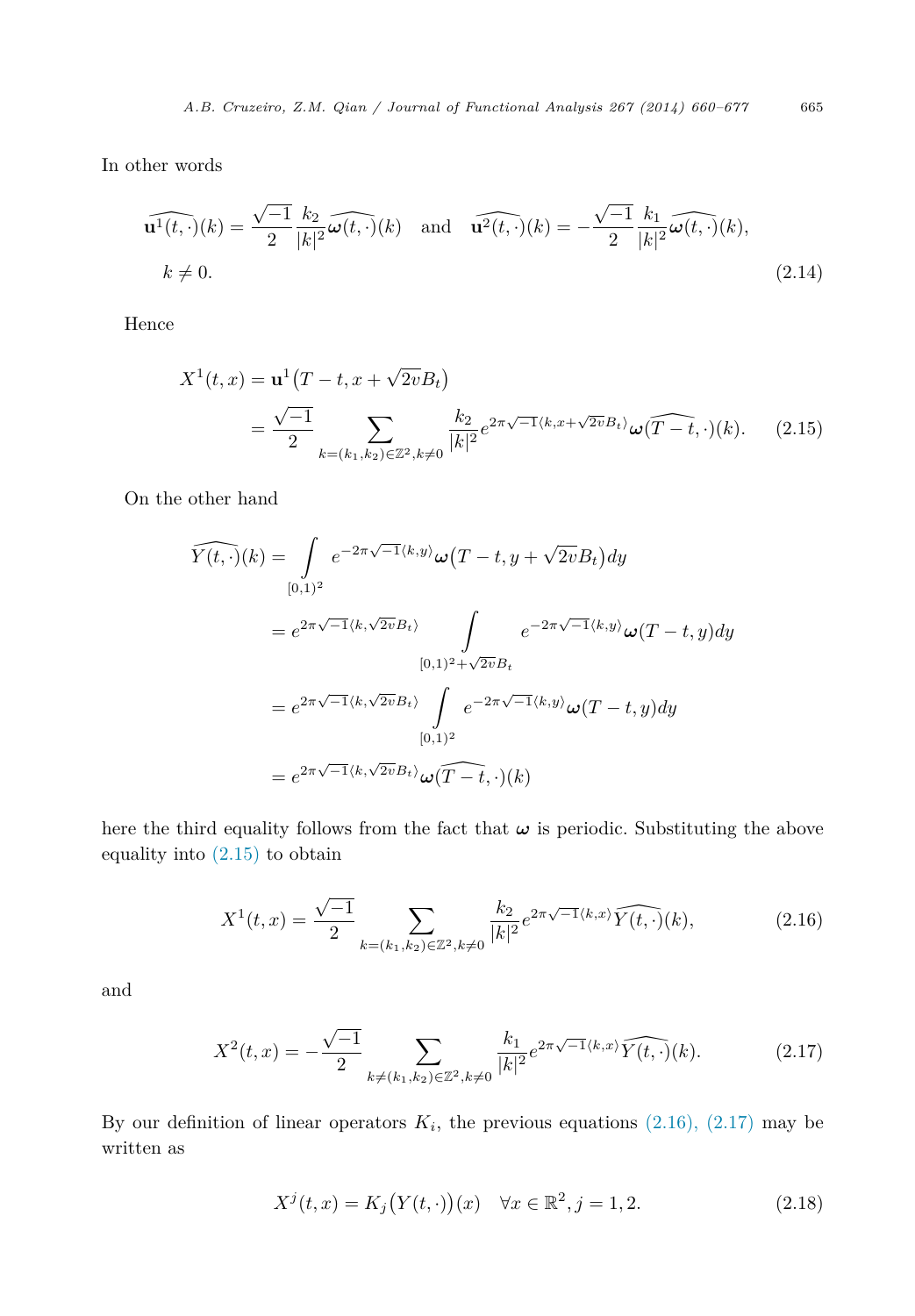In other words

$$\widehat{\mathbf{u}^1(t,\cdot)}(k) = \frac{\sqrt{-1}}{2}\frac{k_2}{|k|^2}\widehat{\boldsymbol{\omega}(t,\cdot)}(k) \quad \text{and} \quad \widehat{\mathbf{u}^2(t,\cdot)}(k) = -\frac{\sqrt{-1}}{2}\frac{k_1}{|k|^2}\widehat{\boldsymbol{\omega}(t,\cdot)}(k),$$
$$k \neq 0. \tag{2.14}$$

Hence

$$\begin{aligned} X^1(t,x) &= \mathbf{u}^1\big(T-t, x+\sqrt{2v}B_t\big) \\ &= \frac{\sqrt{-1}}{2}\sum_{k=(k_1,k_2)\in\mathbb{Z}^2, k\neq 0}\frac{k_2}{|k|^2}e^{2\pi\sqrt{-1}\langle k, x+\sqrt{2v}B_t\rangle}\widehat{\boldsymbol{\omega}(T-t,\cdot)}(k). \end{aligned} \tag{2.15}$$

On the other hand

$$\begin{aligned} \widehat{Y(t,\cdot)}(k) &= \int_{[0,1)^2} e^{-2\pi\sqrt{-1}\langle k,y\rangle}\boldsymbol{\omega}\big(T-t, y+\sqrt{2v}B_t\big)dy \\ &= e^{2\pi\sqrt{-1}\langle k,\sqrt{2v}B_t\rangle}\int_{[0,1)^2+\sqrt{2v}B_t} e^{-2\pi\sqrt{-1}\langle k,y\rangle}\boldsymbol{\omega}(T-t,y)dy \\ &= e^{2\pi\sqrt{-1}\langle k,\sqrt{2v}B_t\rangle}\int_{[0,1)^2} e^{-2\pi\sqrt{-1}\langle k,y\rangle}\boldsymbol{\omega}(T-t,y)dy \\ &= e^{2\pi\sqrt{-1}\langle k,\sqrt{2v}B_t\rangle}\widehat{\boldsymbol{\omega}(T-t,\cdot)}(k) \end{aligned}$$

here the third equality follows from the fact that $\boldsymbol{\omega}$ is periodic. Substituting the above equality into (2.15) to obtain

$$X^1(t,x) = \frac{\sqrt{-1}}{2}\sum_{k=(k_1,k_2)\in\mathbb{Z}^2, k\neq 0}\frac{k_2}{|k|^2}e^{2\pi\sqrt{-1}\langle k,x\rangle}\widehat{Y(t,\cdot)}(k), \tag{2.16}$$

and

$$X^2(t,x) = -\frac{\sqrt{-1}}{2}\sum_{k\neq(k_1,k_2)\in\mathbb{Z}^2, k\neq 0}\frac{k_1}{|k|^2}e^{2\pi\sqrt{-1}\langle k,x\rangle}\widehat{Y(t,\cdot)}(k). \tag{2.17}$$

By our definition of linear operators $K_i$, the previous equations (2.16), (2.17) may be written as

$$X^j(t,x) = K_j\big(Y(t,\cdot)\big)(x) \quad \forall x \in \mathbb{R}^2, j = 1,2. \tag{2.18}$$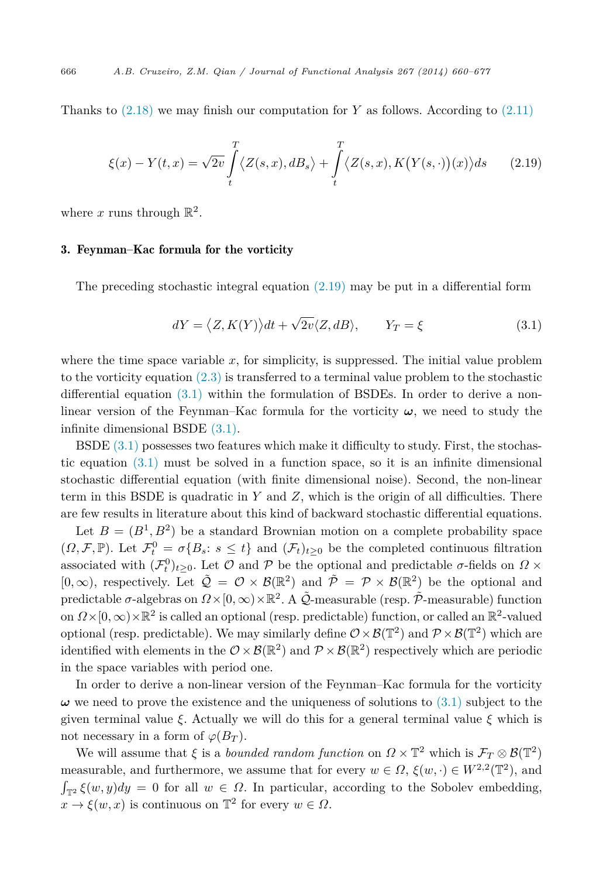Thanks to (2.18) we may finish our computation for $Y$ as follows. According to (2.11)

$$\xi(x) - Y(t,x) = \sqrt{2v}\int_t^T \langle Z(s,x), dB_s\rangle + \int_t^T \langle Z(s,x), K\bigl(Y(s,\cdot)\bigr)(x)\rangle ds \tag{2.19}$$

where $x$ runs through $\mathbb{R}^2$.

## 3. Feynman–Kac formula for the vorticity

The preceding stochastic integral equation (2.19) may be put in a differential form

$$dY = \langle Z, K(Y)\rangle dt + \sqrt{2v}\langle Z, dB\rangle, \qquad Y_T = \xi \tag{3.1}$$

where the time space variable $x$, for simplicity, is suppressed. The initial value problem to the vorticity equation (2.3) is transferred to a terminal value problem to the stochastic differential equation (3.1) within the formulation of BSDEs. In order to derive a non-linear version of the Feynman–Kac formula for the vorticity $\boldsymbol{\omega}$, we need to study the infinite dimensional BSDE (3.1).

BSDE (3.1) possesses two features which make it difficulty to study. First, the stochastic equation (3.1) must be solved in a function space, so it is an infinite dimensional stochastic differential equation (with finite dimensional noise). Second, the non-linear term in this BSDE is quadratic in $Y$ and $Z$, which is the origin of all difficulties. There are few results in literature about this kind of backward stochastic differential equations.

Let $B = (B^1, B^2)$ be a standard Brownian motion on a complete probability space $(\Omega, \mathcal{F}, \mathbb{P})$. Let $\mathcal{F}_t^0 = \sigma\{B_s\colon s \le t\}$ and $(\mathcal{F}_t)_{t\ge 0}$ be the completed continuous filtration associated with $(\mathcal{F}_t^0)_{t\ge 0}$. Let $\mathcal{O}$ and $\mathcal{P}$ be the optional and predictable $\sigma$-fields on $\Omega \times [0,\infty)$, respectively. Let $\tilde{\mathcal{Q}} = \mathcal{O} \times \mathcal{B}(\mathbb{R}^2)$ and $\tilde{\mathcal{P}} = \mathcal{P} \times \mathcal{B}(\mathbb{R}^2)$ be the optional and predictable $\sigma$-algebras on $\Omega \times [0,\infty) \times \mathbb{R}^2$. A $\tilde{\mathcal{Q}}$-measurable (resp. $\tilde{\mathcal{P}}$-measurable) function on $\Omega \times [0,\infty) \times \mathbb{R}^2$ is called an optional (resp. predictable) function, or called an $\mathbb{R}^2$-valued optional (resp. predictable). We may similarly define $\mathcal{O} \times \mathcal{B}(\mathbb{T}^2)$ and $\mathcal{P} \times \mathcal{B}(\mathbb{T}^2)$ which are identified with elements in the $\mathcal{O} \times \mathcal{B}(\mathbb{R}^2)$ and $\mathcal{P} \times \mathcal{B}(\mathbb{R}^2)$ respectively which are periodic in the space variables with period one.

In order to derive a non-linear version of the Feynman–Kac formula for the vorticity $\boldsymbol{\omega}$ we need to prove the existence and the uniqueness of solutions to (3.1) subject to the given terminal value $\xi$. Actually we will do this for a general terminal value $\xi$ which is not necessary in a form of $\varphi(B_T)$.

We will assume that $\xi$ is a *bounded random function* on $\Omega \times \mathbb{T}^2$ which is $\mathcal{F}_T \otimes \mathcal{B}(\mathbb{T}^2)$ measurable, and furthermore, we assume that for every $w \in \Omega$, $\xi(w,\cdot) \in W^{2,2}(\mathbb{T}^2)$, and $\int_{\mathbb{T}^2} \xi(w,y)dy = 0$ for all $w \in \Omega$. In particular, according to the Sobolev embedding, $x \to \xi(w,x)$ is continuous on $\mathbb{T}^2$ for every $w \in \Omega$.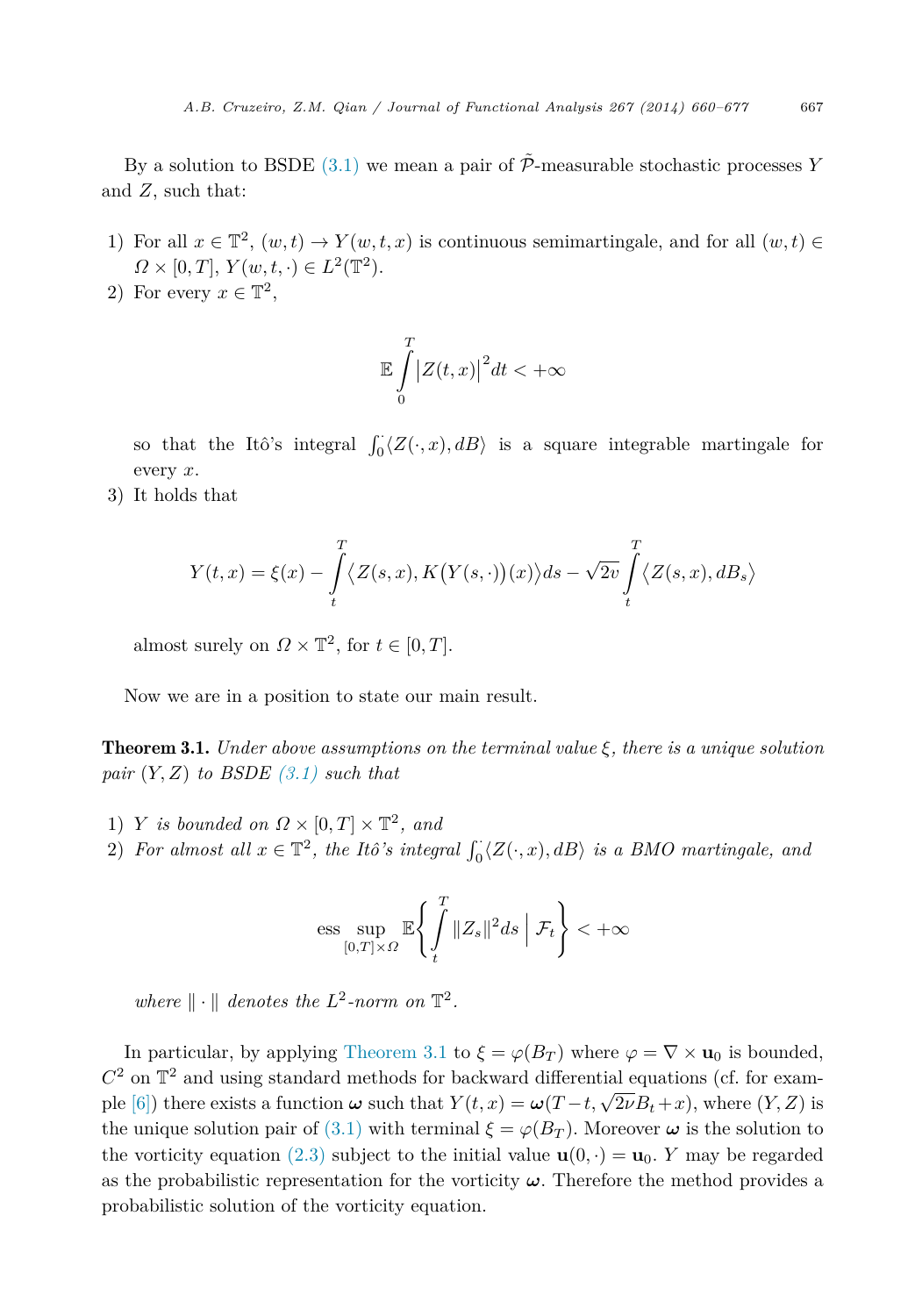By a solution to BSDE (3.1) we mean a pair of $\tilde{\mathcal{P}}$-measurable stochastic processes $Y$ and $Z$, such that:

1) For all $x \in \mathbb{T}^2$, $(w,t) \to Y(w,t,x)$ is continuous semimartingale, and for all $(w,t) \in \Omega \times [0,T]$, $Y(w,t,\cdot) \in L^2(\mathbb{T}^2)$.
2) For every $x \in \mathbb{T}^2$,

$$\mathbb{E}\int_0^T \left|Z(t,x)\right|^2 dt < +\infty$$

so that the Itô's integral $\int_0^{\cdot} \langle Z(\cdot,x), dB\rangle$ is a square integrable martingale for every $x$.
3) It holds that

$$Y(t,x) = \xi(x) - \int_t^T \left\langle Z(s,x), K\left(Y(s,\cdot)\right)(x)\right\rangle ds - \sqrt{2v}\int_t^T \left\langle Z(s,x), dB_s\right\rangle$$

almost surely on $\Omega \times \mathbb{T}^2$, for $t \in [0,T]$.

Now we are in a position to state our main result.

**Theorem 3.1.** *Under above assumptions on the terminal value $\xi$, there is a unique solution pair $(Y,Z)$ to BSDE (3.1) such that*

1) *$Y$ is bounded on $\Omega \times [0,T] \times \mathbb{T}^2$, and*
2) *For almost all $x \in \mathbb{T}^2$, the Itô's integral $\int_0^{\cdot} \langle Z(\cdot,x), dB\rangle$ is a BMO martingale, and*

$$\operatorname*{ess\,sup}_{[0,T]\times\Omega} \mathbb{E}\left\{\int_t^T \|Z_s\|^2 ds \,\Big|\, \mathcal{F}_t\right\} < +\infty$$

*where $\|\cdot\|$ denotes the $L^2$-norm on $\mathbb{T}^2$.*

In particular, by applying Theorem 3.1 to $\xi = \varphi(B_T)$ where $\varphi = \nabla \times \mathbf{u}_0$ is bounded, $C^2$ on $\mathbb{T}^2$ and using standard methods for backward differential equations (cf. for example [6]) there exists a function $\boldsymbol{\omega}$ such that $Y(t,x) = \boldsymbol{\omega}(T-t, \sqrt{2\nu}B_t + x)$, where $(Y,Z)$ is the unique solution pair of (3.1) with terminal $\xi = \varphi(B_T)$. Moreover $\boldsymbol{\omega}$ is the solution to the vorticity equation (2.3) subject to the initial value $\mathbf{u}(0,\cdot) = \mathbf{u}_0$. $Y$ may be regarded as the probabilistic representation for the vorticity $\boldsymbol{\omega}$. Therefore the method provides a probabilistic solution of the vorticity equation.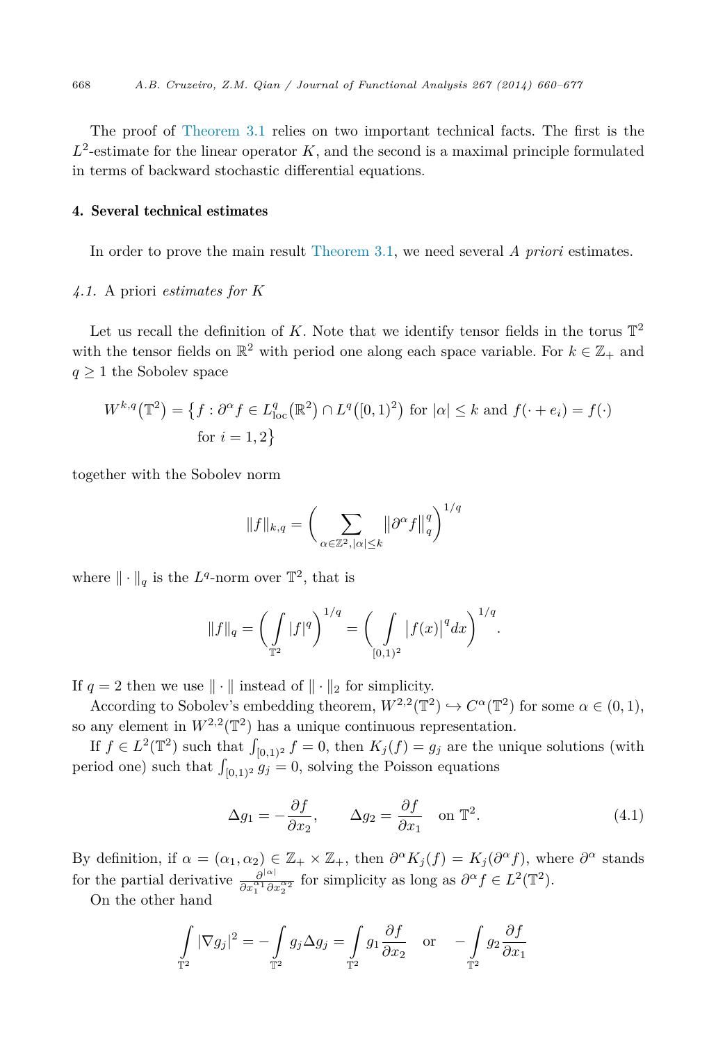The proof of Theorem 3.1 relies on two important technical facts. The first is the $L^2$-estimate for the linear operator $K$, and the second is a maximal principle formulated in terms of backward stochastic differential equations.

## 4. Several technical estimates

In order to prove the main result Theorem 3.1, we need several *A priori* estimates.

### *4.1.* A priori *estimates for K*

Let us recall the definition of $K$. Note that we identify tensor fields in the torus $\mathbb{T}^2$ with the tensor fields on $\mathbb{R}^2$ with period one along each space variable. For $k \in \mathbb{Z}_+$ and $q \geq 1$ the Sobolev space

$$W^{k,q}(\mathbb{T}^2) = \{f : \partial^\alpha f \in L^q_{\text{loc}}(\mathbb{R}^2) \cap L^q([0,1)^2) \text{ for } |\alpha| \leq k \text{ and } f(\cdot + e_i) = f(\cdot) \text{ for } i = 1, 2\}$$

together with the Sobolev norm

$$\|f\|_{k,q} = \left( \sum_{\alpha \in \mathbb{Z}^2, |\alpha| \leq k} \|\partial^\alpha f\|_q^q \right)^{1/q}$$

where $\|\cdot\|_q$ is the $L^q$-norm over $\mathbb{T}^2$, that is

$$\|f\|_q = \left( \int_{\mathbb{T}^2} |f|^q \right)^{1/q} = \left( \int_{[0,1)^2} |f(x)|^q dx \right)^{1/q}.$$

If $q = 2$ then we use $\|\cdot\|$ instead of $\|\cdot\|_2$ for simplicity.

According to Sobolev's embedding theorem, $W^{2,2}(\mathbb{T}^2) \hookrightarrow C^\alpha(\mathbb{T}^2)$ for some $\alpha \in (0,1)$, so any element in $W^{2,2}(\mathbb{T}^2)$ has a unique continuous representation.

If $f \in L^2(\mathbb{T}^2)$ such that $\int_{[0,1)^2} f = 0$, then $K_j(f) = g_j$ are the unique solutions (with period one) such that $\int_{[0,1)^2} g_j = 0$, solving the Poisson equations

$$\Delta g_1 = -\frac{\partial f}{\partial x_2}, \qquad \Delta g_2 = \frac{\partial f}{\partial x_1} \quad \text{on } \mathbb{T}^2. \tag{4.1}$$

By definition, if $\alpha = (\alpha_1, \alpha_2) \in \mathbb{Z}_+ \times \mathbb{Z}_+$, then $\partial^\alpha K_j(f) = K_j(\partial^\alpha f)$, where $\partial^\alpha$ stands for the partial derivative $\frac{\partial^{|\alpha|}}{\partial x_1^{\alpha_1} \partial x_2^{\alpha_2}}$ for simplicity as long as $\partial^\alpha f \in L^2(\mathbb{T}^2)$.

On the other hand

$$\int_{\mathbb{T}^2} |\nabla g_j|^2 = -\int_{\mathbb{T}^2} g_j \Delta g_j = \int_{\mathbb{T}^2} g_1 \frac{\partial f}{\partial x_2} \quad \text{or} \quad -\int_{\mathbb{T}^2} g_2 \frac{\partial f}{\partial x_1}$$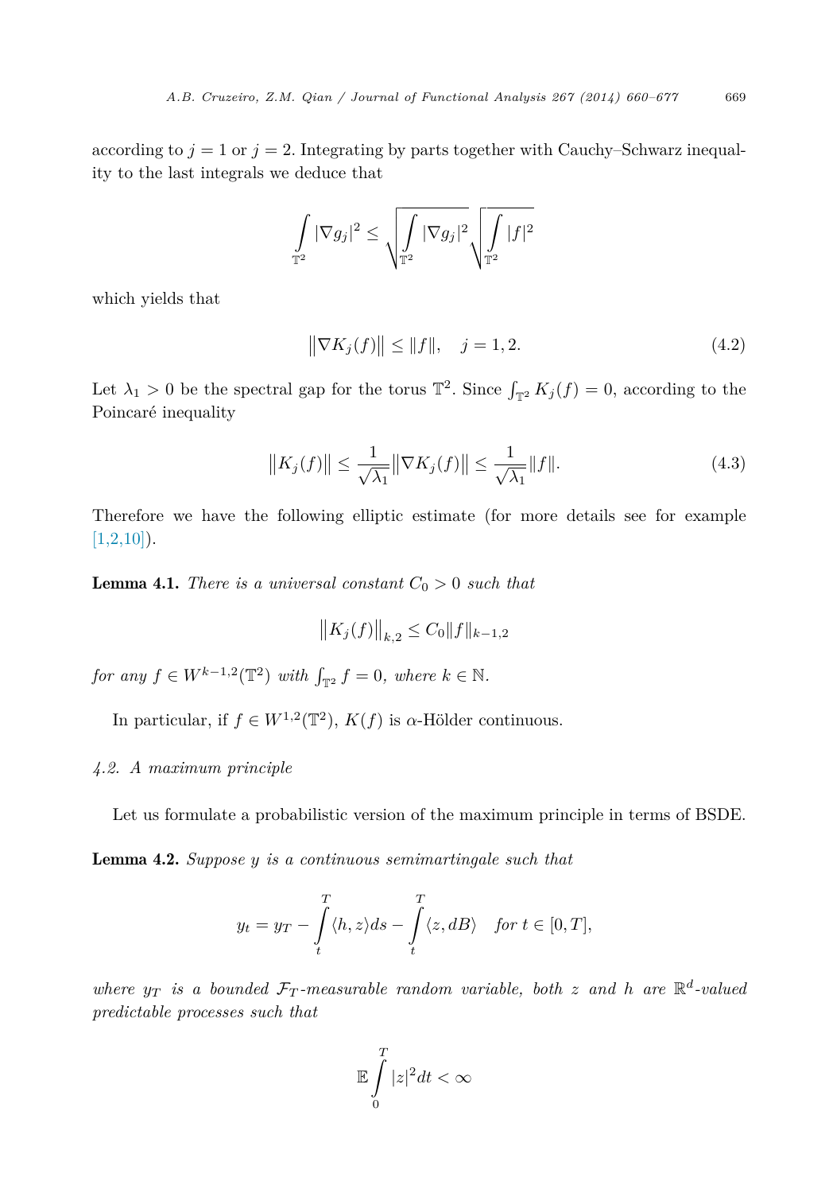according to $j = 1$ or $j = 2$. Integrating by parts together with Cauchy–Schwarz inequality to the last integrals we deduce that

$$\int_{\mathbb{T}^2} |\nabla g_j|^2 \leq \sqrt{\int_{\mathbb{T}^2} |\nabla g_j|^2} \sqrt{\int_{\mathbb{T}^2} |f|^2}$$

which yields that

$$\left\|\nabla K_j(f)\right\| \leq \|f\|, \quad j = 1, 2. \tag{4.2}$$

Let $\lambda_1 > 0$ be the spectral gap for the torus $\mathbb{T}^2$. Since $\int_{\mathbb{T}^2} K_j(f) = 0$, according to the Poincaré inequality

$$\left\|K_j(f)\right\| \leq \frac{1}{\sqrt{\lambda_1}} \left\|\nabla K_j(f)\right\| \leq \frac{1}{\sqrt{\lambda_1}} \|f\|. \tag{4.3}$$

Therefore we have the following elliptic estimate (for more details see for example [1,2,10]).

**Lemma 4.1.** *There is a universal constant $C_0 > 0$ such that*

$$\left\|K_j(f)\right\|_{k,2} \leq C_0 \|f\|_{k-1,2}$$

*for any $f \in W^{k-1,2}(\mathbb{T}^2)$ with $\int_{\mathbb{T}^2} f = 0$, where $k \in \mathbb{N}$.*

In particular, if $f \in W^{1,2}(\mathbb{T}^2)$, $K(f)$ is $\alpha$-Hölder continuous.

### *4.2. A maximum principle*

Let us formulate a probabilistic version of the maximum principle in terms of BSDE.

**Lemma 4.2.** *Suppose $y$ is a continuous semimartingale such that*

$$y_t = y_T - \int_t^T \langle h, z \rangle ds - \int_t^T \langle z, dB \rangle \quad \text{for } t \in [0, T],$$

*where $y_T$ is a bounded $\mathcal{F}_T$-measurable random variable, both $z$ and $h$ are $\mathbb{R}^d$-valued predictable processes such that*

$$\mathbb{E} \int_0^T |z|^2 dt < \infty$$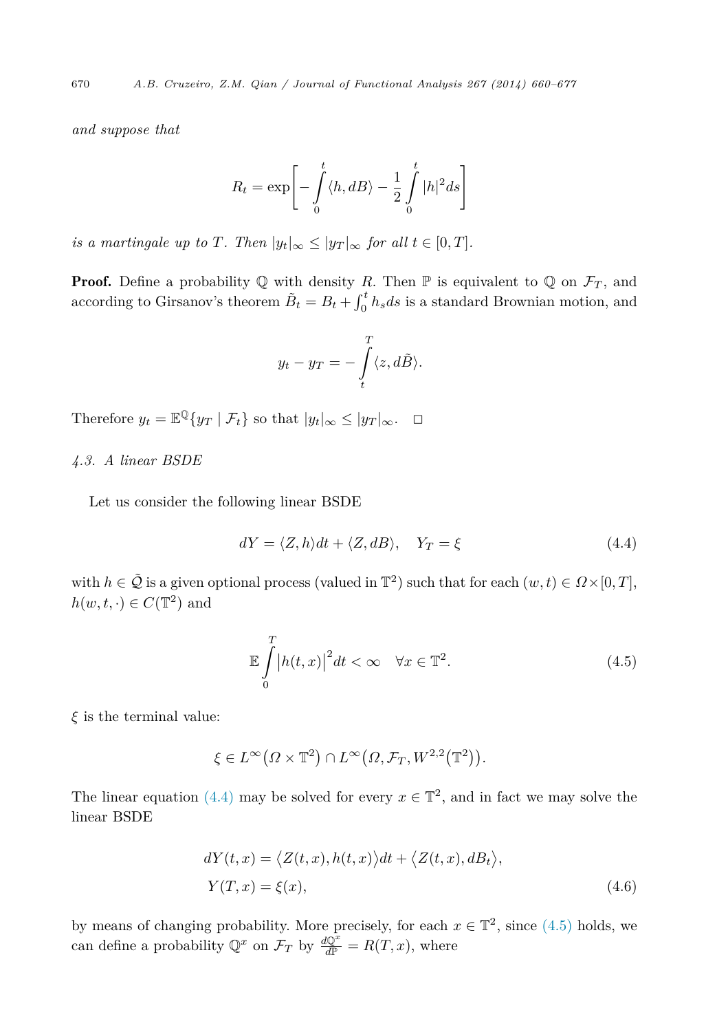*and suppose that*

$$R_t = \exp\left[ -\int_0^t \langle h, dB \rangle - \frac{1}{2} \int_0^t |h|^2 ds \right]$$

*is a martingale up to $T$. Then $|y_t|_\infty \le |y_T|_\infty$ for all $t \in [0, T]$.*

**Proof.** Define a probability $\mathbb{Q}$ with density $R$. Then $\mathbb{P}$ is equivalent to $\mathbb{Q}$ on $\mathcal{F}_T$, and according to Girsanov's theorem $\tilde{B}_t = B_t + \int_0^t h_s ds$ is a standard Brownian motion, and

$$y_t - y_T = -\int_t^T \langle z, d\tilde{B} \rangle.$$

Therefore $y_t = \mathbb{E}^{\mathbb{Q}}\{y_T \mid \mathcal{F}_t\}$ so that $|y_t|_\infty \le |y_T|_\infty$. $\square$

*4.3. A linear BSDE*

Let us consider the following linear BSDE

$$dY = \langle Z, h \rangle dt + \langle Z, dB \rangle, \quad Y_T = \xi \tag{4.4}$$

with $h \in \tilde{\mathcal{Q}}$ is a given optional process (valued in $\mathbb{T}^2$) such that for each $(w, t) \in \Omega \times [0, T]$, $h(w, t, \cdot) \in C(\mathbb{T}^2)$ and

$$\mathbb{E} \int_0^T \left| h(t, x) \right|^2 dt < \infty \quad \forall x \in \mathbb{T}^2. \tag{4.5}$$

$\xi$ is the terminal value:

$$\xi \in L^\infty\left(\Omega \times \mathbb{T}^2\right) \cap L^\infty\left(\Omega, \mathcal{F}_T, W^{2,2}\left(\mathbb{T}^2\right)\right).$$

The linear equation (4.4) may be solved for every $x \in \mathbb{T}^2$, and in fact we may solve the linear BSDE

$$\begin{aligned} dY(t, x) &= \left\langle Z(t, x), h(t, x) \right\rangle dt + \left\langle Z(t, x), dB_t \right\rangle, \\ Y(T, x) &= \xi(x), \end{aligned} \tag{4.6}$$

by means of changing probability. More precisely, for each $x \in \mathbb{T}^2$, since (4.5) holds, we can define a probability $\mathbb{Q}^x$ on $\mathcal{F}_T$ by $\frac{d\mathbb{Q}^x}{d\mathbb{P}} = R(T, x)$, where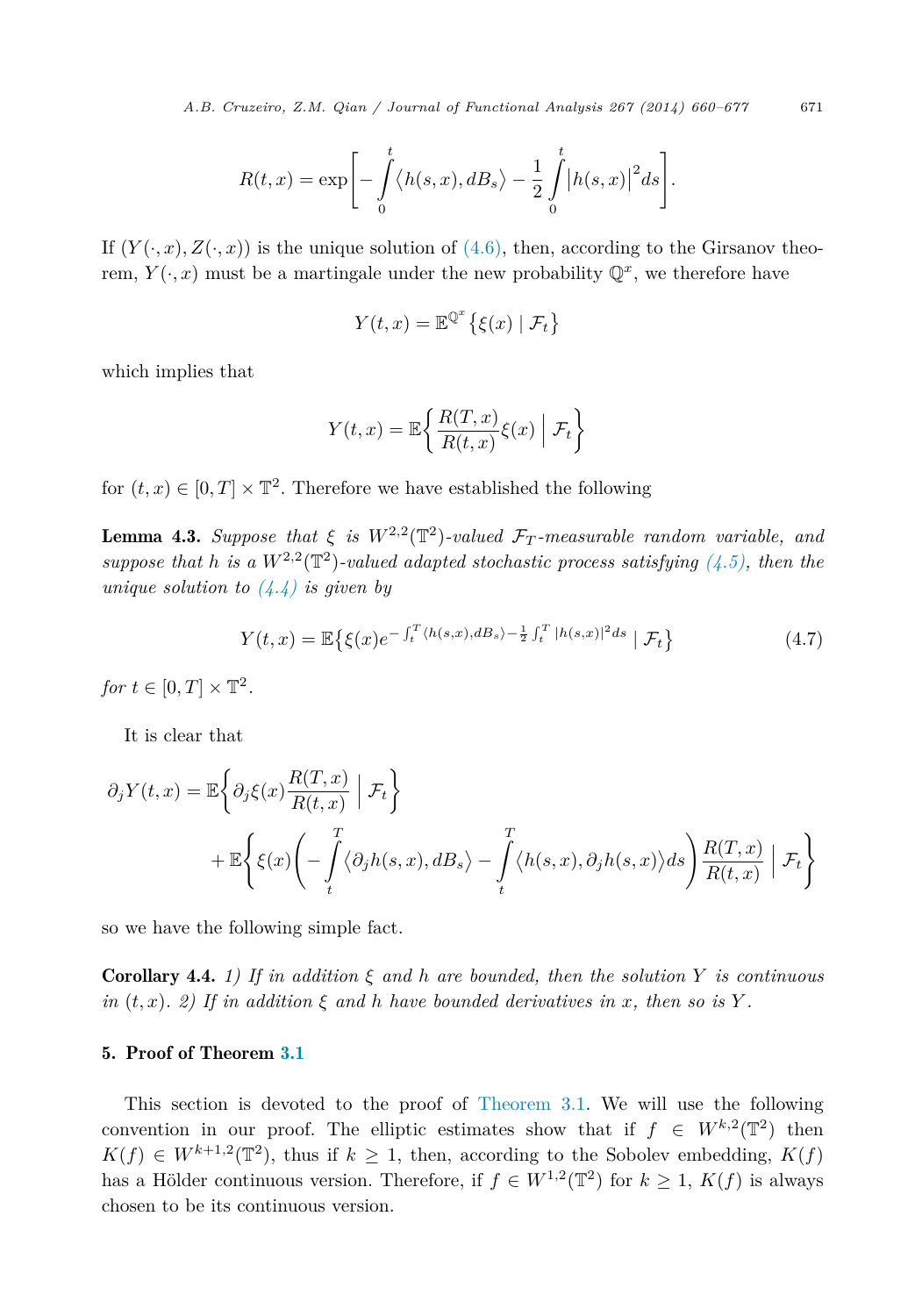$$R(t,x) = \exp\left[ -\int_0^t \langle h(s,x), dB_s \rangle - \frac{1}{2}\int_0^t \left| h(s,x) \right|^2 ds \right].$$

If $(Y(\cdot,x), Z(\cdot,x))$ is the unique solution of (4.6), then, according to the Girsanov theorem, $Y(\cdot,x)$ must be a martingale under the new probability $\mathbb{Q}^x$, we therefore have

$$Y(t,x) = \mathbb{E}^{\mathbb{Q}^x}\left\{ \xi(x) \mid \mathcal{F}_t \right\}$$

which implies that

$$Y(t,x) = \mathbb{E}\left\{ \frac{R(T,x)}{R(t,x)} \xi(x) \;\Big|\; \mathcal{F}_t \right\}$$

for $(t,x) \in [0,T] \times \mathbb{T}^2$. Therefore we have established the following

**Lemma 4.3.** *Suppose that $\xi$ is $W^{2,2}(\mathbb{T}^2)$-valued $\mathcal{F}_T$-measurable random variable, and suppose that $h$ is a $W^{2,2}(\mathbb{T}^2)$-valued adapted stochastic process satisfying (4.5), then the unique solution to (4.4) is given by*

$$Y(t,x) = \mathbb{E}\left\{ \xi(x) e^{-\int_t^T \langle h(s,x), dB_s \rangle - \frac{1}{2}\int_t^T |h(s,x)|^2 ds} \mid \mathcal{F}_t \right\} \tag{4.7}$$

*for $t \in [0,T] \times \mathbb{T}^2$.*

It is clear that

$$\begin{aligned}
\partial_j Y(t,x) = {} & \mathbb{E}\left\{ \partial_j \xi(x) \frac{R(T,x)}{R(t,x)} \;\Big|\; \mathcal{F}_t \right\} \\
& + \mathbb{E}\left\{ \xi(x) \left( -\int_t^T \langle \partial_j h(s,x), dB_s \rangle - \int_t^T \langle h(s,x), \partial_j h(s,x) \rangle ds \right) \frac{R(T,x)}{R(t,x)} \;\Big|\; \mathcal{F}_t \right\}
\end{aligned}$$

so we have the following simple fact.

**Corollary 4.4.** *1) If in addition $\xi$ and $h$ are bounded, then the solution $Y$ is continuous in $(t,x)$. 2) If in addition $\xi$ and $h$ have bounded derivatives in $x$, then so is $Y$.*

## 5. Proof of Theorem 3.1

This section is devoted to the proof of Theorem 3.1. We will use the following convention in our proof. The elliptic estimates show that if $f \in W^{k,2}(\mathbb{T}^2)$ then $K(f) \in W^{k+1,2}(\mathbb{T}^2)$, thus if $k \geq 1$, then, according to the Sobolev embedding, $K(f)$ has a Hölder continuous version. Therefore, if $f \in W^{1,2}(\mathbb{T}^2)$ for $k \geq 1$, $K(f)$ is always chosen to be its continuous version.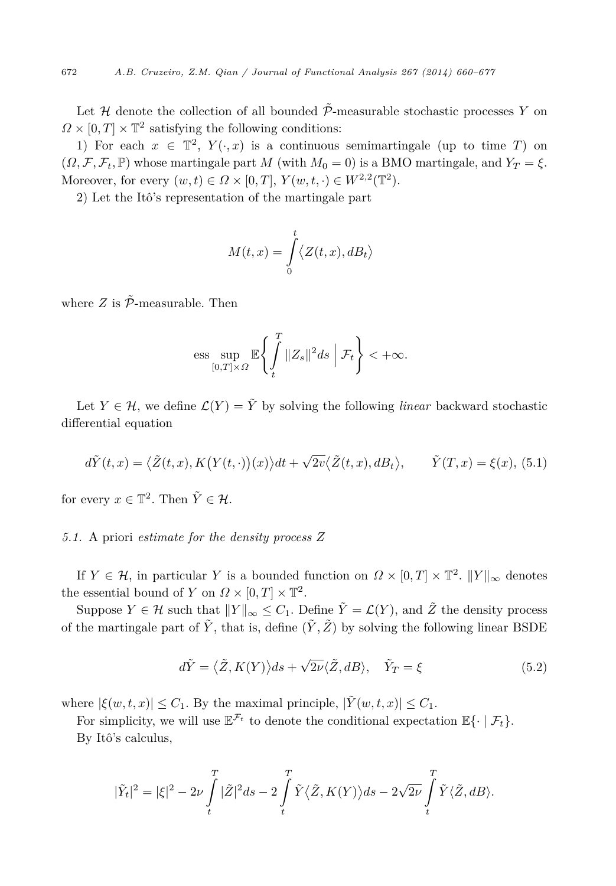Let $\mathcal{H}$ denote the collection of all bounded $\tilde{\mathcal{P}}$-measurable stochastic processes $Y$ on $\Omega \times [0,T] \times \mathbb{T}^2$ satisfying the following conditions:

1) For each $x \in \mathbb{T}^2$, $Y(\cdot, x)$ is a continuous semimartingale (up to time $T$) on $(\Omega, \mathcal{F}, \mathcal{F}_t, \mathbb{P})$ whose martingale part $M$ (with $M_0 = 0$) is a BMO martingale, and $Y_T = \xi$. Moreover, for every $(w,t) \in \Omega \times [0,T]$, $Y(w,t,\cdot) \in W^{2,2}(\mathbb{T}^2)$.

2) Let the Itô's representation of the martingale part

$$M(t,x) = \int_0^t \langle Z(t,x), dB_t \rangle$$

where $Z$ is $\tilde{\mathcal{P}}$-measurable. Then

$$\operatorname*{ess\,sup}_{[0,T]\times\Omega} \mathbb{E}\left\{ \int_t^T \|Z_s\|^2 ds \;\Big|\; \mathcal{F}_t \right\} < +\infty.$$

Let $Y \in \mathcal{H}$, we define $\mathcal{L}(Y) = \tilde{Y}$ by solving the following *linear* backward stochastic differential equation

$$d\tilde{Y}(t,x) = \langle \tilde{Z}(t,x), K\big(Y(t,\cdot)\big)(x) \rangle dt + \sqrt{2v} \langle \tilde{Z}(t,x), dB_t \rangle, \qquad \tilde{Y}(T,x) = \xi(x), \ (5.1)$$

for every $x \in \mathbb{T}^2$. Then $\tilde{Y} \in \mathcal{H}$.

### 5.1. *A priori estimate for the density process Z*

If $Y \in \mathcal{H}$, in particular $Y$ is a bounded function on $\Omega \times [0,T] \times \mathbb{T}^2$. $\|Y\|_\infty$ denotes the essential bound of $Y$ on $\Omega \times [0,T] \times \mathbb{T}^2$.

Suppose $Y \in \mathcal{H}$ such that $\|Y\|_\infty \le C_1$. Define $\tilde{Y} = \mathcal{L}(Y)$, and $\tilde{Z}$ the density process of the martingale part of $\tilde{Y}$, that is, define $(\tilde{Y}, \tilde{Z})$ by solving the following linear BSDE

$$d\tilde{Y} = \langle \tilde{Z}, K(Y) \rangle ds + \sqrt{2\nu} \langle \tilde{Z}, dB \rangle, \quad \tilde{Y}_T = \xi \tag{5.2}$$

where $|\xi(w,t,x)| \le C_1$. By the maximal principle, $|\tilde{Y}(w,t,x)| \le C_1$.

For simplicity, we will use $\mathbb{E}^{\mathcal{F}_t}$ to denote the conditional expectation $\mathbb{E}\{\cdot \mid \mathcal{F}_t\}$.

By Itô's calculus,

$$|\tilde{Y}_t|^2 = |\xi|^2 - 2\nu \int_t^T |\tilde{Z}|^2 ds - 2 \int_t^T \tilde{Y} \langle \tilde{Z}, K(Y) \rangle ds - 2\sqrt{2\nu} \int_t^T \tilde{Y} \langle \tilde{Z}, dB \rangle.$$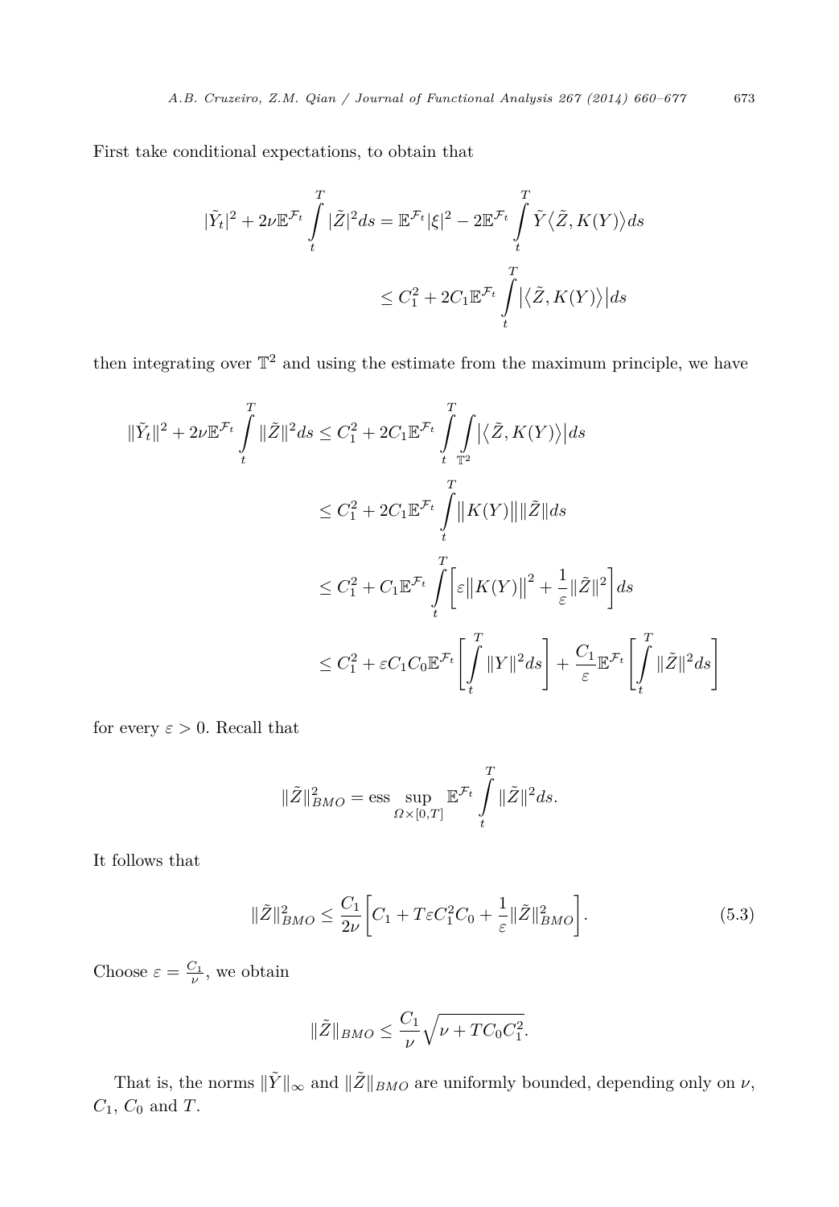First take conditional expectations, to obtain that

$$
\begin{aligned}
|\tilde{Y}_t|^2 + 2\nu \mathbb{E}^{\mathcal{F}_t} \int_t^T |\tilde{Z}|^2 ds &= \mathbb{E}^{\mathcal{F}_t}|\xi|^2 - 2\mathbb{E}^{\mathcal{F}_t} \int_t^T \tilde{Y} \langle \tilde{Z}, K(Y) \rangle ds \\
&\leq C_1^2 + 2C_1 \mathbb{E}^{\mathcal{F}_t} \int_t^T \left| \langle \tilde{Z}, K(Y) \rangle \right| ds
\end{aligned}
$$

then integrating over $\mathbb{T}^2$ and using the estimate from the maximum principle, we have

$$
\begin{aligned}
\|\tilde{Y}_t\|^2 + 2\nu \mathbb{E}^{\mathcal{F}_t} \int_t^T \|\tilde{Z}\|^2 ds &\leq C_1^2 + 2C_1 \mathbb{E}^{\mathcal{F}_t} \int_t^T \int_{\mathbb{T}^2} \left| \langle \tilde{Z}, K(Y) \rangle \right| ds \\
&\leq C_1^2 + 2C_1 \mathbb{E}^{\mathcal{F}_t} \int_t^T \left\| K(Y) \right\| \|\tilde{Z}\| ds \\
&\leq C_1^2 + C_1 \mathbb{E}^{\mathcal{F}_t} \int_t^T \left[ \varepsilon \left\| K(Y) \right\|^2 + \frac{1}{\varepsilon} \|\tilde{Z}\|^2 \right] ds \\
&\leq C_1^2 + \varepsilon C_1 C_0 \mathbb{E}^{\mathcal{F}_t} \left[ \int_t^T \|Y\|^2 ds \right] + \frac{C_1}{\varepsilon} \mathbb{E}^{\mathcal{F}_t} \left[ \int_t^T \|\tilde{Z}\|^2 ds \right]
\end{aligned}
$$

for every $\varepsilon > 0$. Recall that

$$
\|\tilde{Z}\|_{BMO}^2 = \operatorname*{ess\,sup}_{\Omega \times [0,T]} \mathbb{E}^{\mathcal{F}_t} \int_t^T \|\tilde{Z}\|^2 ds.
$$

It follows that

$$
\|\tilde{Z}\|_{BMO}^2 \leq \frac{C_1}{2\nu} \left[ C_1 + T\varepsilon C_1^2 C_0 + \frac{1}{\varepsilon} \|\tilde{Z}\|_{BMO}^2 \right]. \tag{5.3}
$$

Choose $\varepsilon = \frac{C_1}{\nu}$, we obtain

$$
\|\tilde{Z}\|_{BMO} \leq \frac{C_1}{\nu} \sqrt{\nu + TC_0 C_1^2}.
$$

That is, the norms $\|\tilde{Y}\|_\infty$ and $\|\tilde{Z}\|_{BMO}$ are uniformly bounded, depending only on $\nu$, $C_1$, $C_0$ and $T$.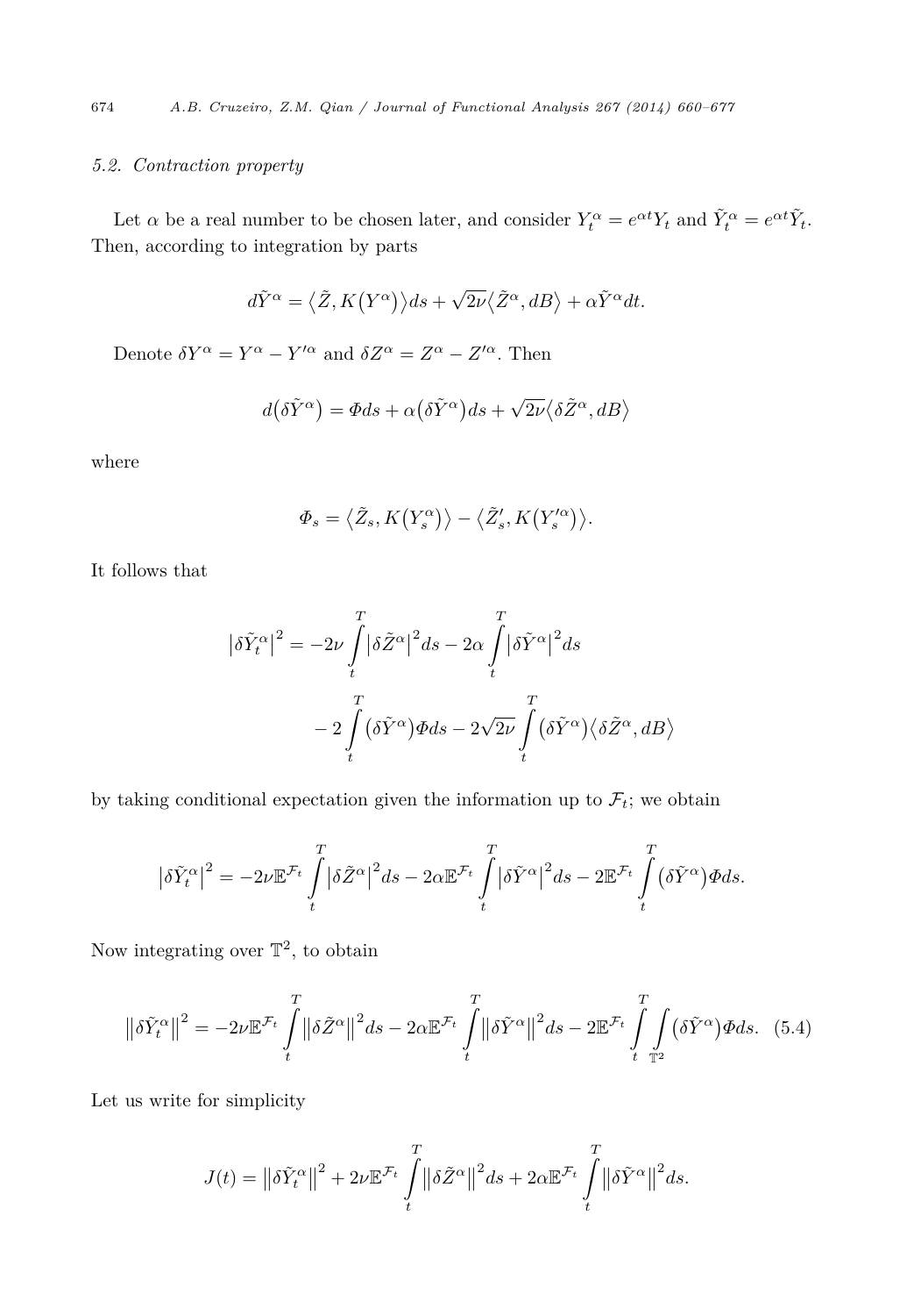### 5.2. Contraction property

Let $\alpha$ be a real number to be chosen later, and consider $Y_t^\alpha = e^{\alpha t} Y_t$ and $\tilde{Y}_t^\alpha = e^{\alpha t}\tilde{Y}_t$. Then, according to integration by parts

$$d\tilde{Y}^\alpha = \langle \tilde{Z}, K(Y^\alpha)\rangle ds + \sqrt{2\nu}\langle \tilde{Z}^\alpha, dB\rangle + \alpha \tilde{Y}^\alpha dt.$$

Denote $\delta Y^\alpha = Y^\alpha - Y'^\alpha$ and $\delta Z^\alpha = Z^\alpha - Z'^\alpha$. Then

$$d(\delta\tilde{Y}^\alpha) = \Phi ds + \alpha(\delta\tilde{Y}^\alpha)ds + \sqrt{2\nu}\langle \delta\tilde{Z}^\alpha, dB\rangle$$

where

$$\Phi_s = \langle \tilde{Z}_s, K(Y_s^\alpha)\rangle - \langle \tilde{Z}_s', K(Y_s'^\alpha)\rangle.$$

It follows that

$$\begin{aligned}
|\delta\tilde{Y}_t^\alpha|^2 = & -2\nu\int_t^T |\delta\tilde{Z}^\alpha|^2 ds - 2\alpha\int_t^T |\delta\tilde{Y}^\alpha|^2 ds \\
& - 2\int_t^T (\delta\tilde{Y}^\alpha)\Phi ds - 2\sqrt{2\nu}\int_t^T (\delta\tilde{Y}^\alpha)\langle \delta\tilde{Z}^\alpha, dB\rangle
\end{aligned}$$

by taking conditional expectation given the information up to $\mathcal{F}_t$; we obtain

$$|\delta\tilde{Y}_t^\alpha|^2 = -2\nu\mathbb{E}^{\mathcal{F}_t}\int_t^T |\delta\tilde{Z}^\alpha|^2 ds - 2\alpha\mathbb{E}^{\mathcal{F}_t}\int_t^T |\delta\tilde{Y}^\alpha|^2 ds - 2\mathbb{E}^{\mathcal{F}_t}\int_t^T (\delta\tilde{Y}^\alpha)\Phi ds.$$

Now integrating over $\mathbb{T}^2$, to obtain

$$\|\delta\tilde{Y}_t^\alpha\|^2 = -2\nu\mathbb{E}^{\mathcal{F}_t}\int_t^T \|\delta\tilde{Z}^\alpha\|^2 ds - 2\alpha\mathbb{E}^{\mathcal{F}_t}\int_t^T \|\delta\tilde{Y}^\alpha\|^2 ds - 2\mathbb{E}^{\mathcal{F}_t}\int_t^T\int_{\mathbb{T}^2} (\delta\tilde{Y}^\alpha)\Phi ds. \quad (5.4)$$

Let us write for simplicity

$$J(t) = \|\delta\tilde{Y}_t^\alpha\|^2 + 2\nu\mathbb{E}^{\mathcal{F}_t}\int_t^T \|\delta\tilde{Z}^\alpha\|^2 ds + 2\alpha\mathbb{E}^{\mathcal{F}_t}\int_t^T \|\delta\tilde{Y}^\alpha\|^2 ds.$$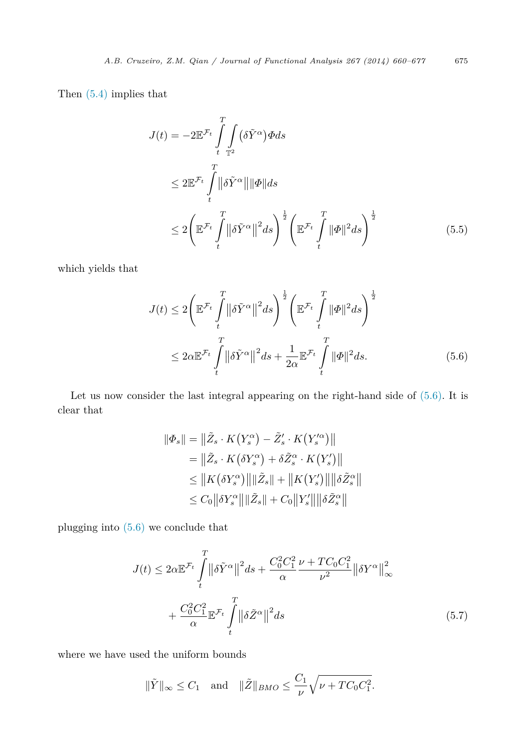Then (5.4) implies that

$$
\begin{aligned}
J(t) &= -2\mathbb{E}^{\mathcal{F}_t}\int_t^T\int_{\mathbb{T}^2}\big(\delta\tilde{Y}^\alpha\big)\Phi ds \\
&\le 2\mathbb{E}^{\mathcal{F}_t}\int_t^T\big\|\delta\tilde{Y}^\alpha\big\|\|\Phi\|ds \\
&\le 2\left(\mathbb{E}^{\mathcal{F}_t}\int_t^T\big\|\delta\tilde{Y}^\alpha\big\|^2 ds\right)^{\frac{1}{2}}\left(\mathbb{E}^{\mathcal{F}_t}\int_t^T\|\Phi\|^2 ds\right)^{\frac{1}{2}}
\end{aligned}
\tag{5.5}
$$

which yields that

$$
\begin{aligned}
J(t) &\le 2\left(\mathbb{E}^{\mathcal{F}_t}\int_t^T\big\|\delta\tilde{Y}^\alpha\big\|^2 ds\right)^{\frac{1}{2}}\left(\mathbb{E}^{\mathcal{F}_t}\int_t^T\|\Phi\|^2 ds\right)^{\frac{1}{2}} \\
&\le 2\alpha\mathbb{E}^{\mathcal{F}_t}\int_t^T\big\|\delta\tilde{Y}^\alpha\big\|^2 ds + \frac{1}{2\alpha}\mathbb{E}^{\mathcal{F}_t}\int_t^T\|\Phi\|^2 ds.
\end{aligned}
\tag{5.6}
$$

Let us now consider the last integral appearing on the right-hand side of (5.6). It is clear that

$$
\begin{aligned}
\|\Phi_s\| &= \big\|\tilde{Z}_s\cdot K\big(Y_s^\alpha\big) - \tilde{Z}_s'\cdot K\big(Y_s'^\alpha\big)\big\| \\
&= \big\|\tilde{Z}_s\cdot K\big(\delta Y_s^\alpha\big) + \delta\tilde{Z}_s^\alpha\cdot K\big(Y_s'\big)\big\| \\
&\le \big\|K\big(\delta Y_s^\alpha\big)\big\|\|\tilde{Z}_s\| + \big\|K\big(Y_s'\big)\big\|\big\|\delta\tilde{Z}_s^\alpha\big\| \\
&\le C_0\big\|\delta Y_s^\alpha\big\|\|\tilde{Z}_s\| + C_0\big\|Y_s'\big\|\big\|\delta\tilde{Z}_s^\alpha\big\|
\end{aligned}
$$

plugging into (5.6) we conclude that

$$
\begin{aligned}
J(t) &\le 2\alpha\mathbb{E}^{\mathcal{F}_t}\int_t^T\big\|\delta\tilde{Y}^\alpha\big\|^2 ds + \frac{C_0^2C_1^2}{\alpha}\frac{\nu + TC_0C_1^2}{\nu^2}\big\|\delta Y^\alpha\big\|_\infty^2 \\
&\quad + \frac{C_0^2C_1^2}{\alpha}\mathbb{E}^{\mathcal{F}_t}\int_t^T\big\|\delta\tilde{Z}^\alpha\big\|^2 ds
\end{aligned}
\tag{5.7}
$$

where we have used the uniform bounds

$$
\|\tilde{Y}\|_\infty \le C_1 \quad \text{and} \quad \|\tilde{Z}\|_{BMO} \le \frac{C_1}{\nu}\sqrt{\nu + TC_0C_1^2}.
$$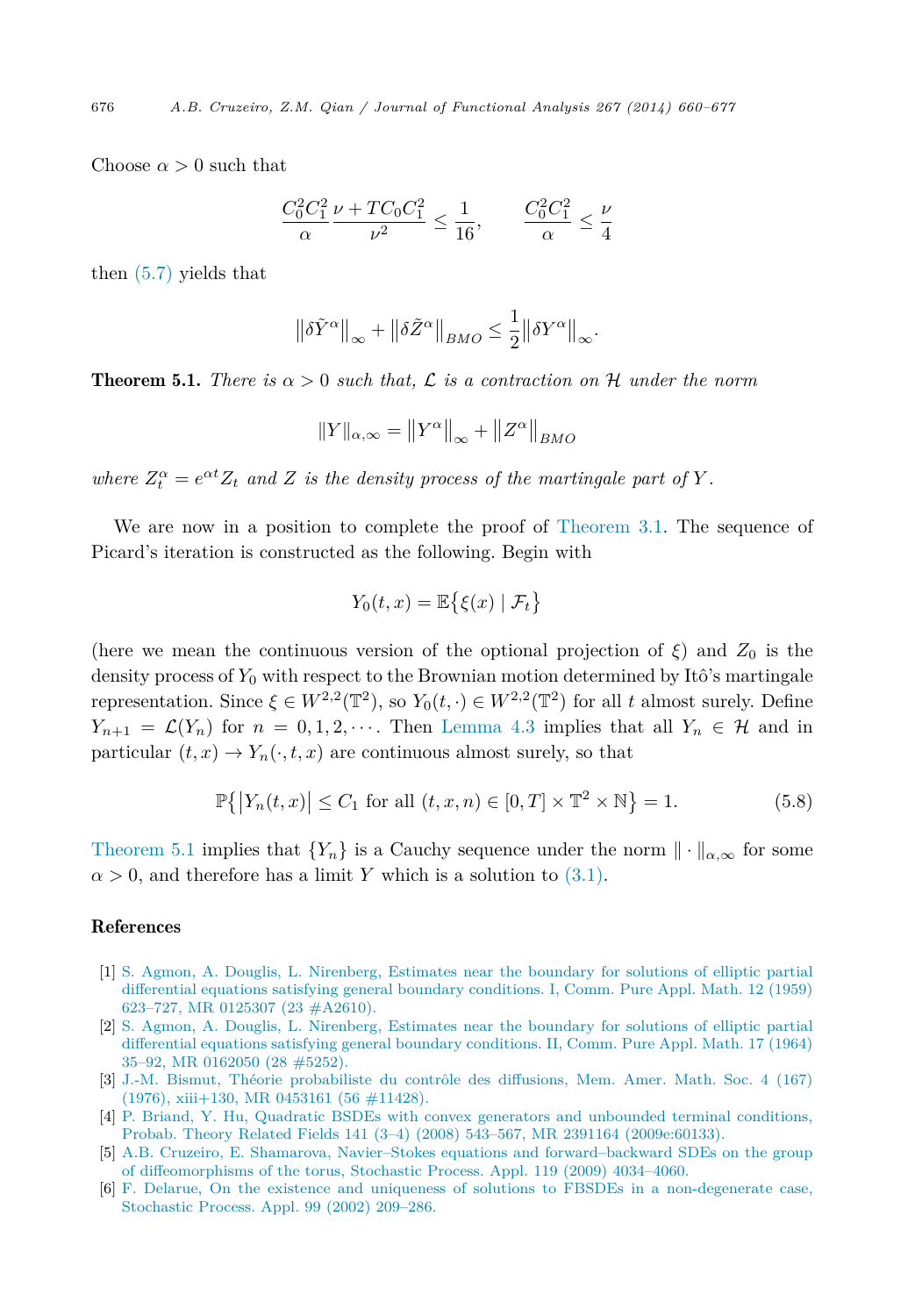Choose $\alpha > 0$ such that

$$\frac{C_0^2 C_1^2}{\alpha} \frac{\nu + T C_0 C_1^2}{\nu^2} \le \frac{1}{16}, \qquad \frac{C_0^2 C_1^2}{\alpha} \le \frac{\nu}{4}$$

then (5.7) yields that

$$\left\| \delta \tilde{Y}^\alpha \right\|_\infty + \left\| \delta \tilde{Z}^\alpha \right\|_{BMO} \le \frac{1}{2} \left\| \delta Y^\alpha \right\|_\infty.$$

**Theorem 5.1.** *There is $\alpha > 0$ such that, $\mathcal{L}$ is a contraction on $\mathcal{H}$ under the norm*

$$\|Y\|_{\alpha,\infty} = \left\| Y^\alpha \right\|_\infty + \left\| Z^\alpha \right\|_{BMO}$$

*where $Z_t^\alpha = e^{\alpha t} Z_t$ and $Z$ is the density process of the martingale part of $Y$.*

We are now in a position to complete the proof of Theorem 3.1. The sequence of Picard's iteration is constructed as the following. Begin with

$$Y_0(t,x) = \mathbb{E}\left\{ \xi(x) \mid \mathcal{F}_t \right\}$$

(here we mean the continuous version of the optional projection of $\xi$) and $Z_0$ is the density process of $Y_0$ with respect to the Brownian motion determined by Itô's martingale representation. Since $\xi \in W^{2,2}(\mathbb{T}^2)$, so $Y_0(t,\cdot) \in W^{2,2}(\mathbb{T}^2)$ for all $t$ almost surely. Define $Y_{n+1} = \mathcal{L}(Y_n)$ for $n = 0, 1, 2, \cdots$. Then Lemma 4.3 implies that all $Y_n \in \mathcal{H}$ and in particular $(t,x) \to Y_n(\cdot,t,x)$ are continuous almost surely, so that

$$\mathbb{P}\left\{ \left| Y_n(t,x) \right| \le C_1 \text{ for all } (t,x,n) \in [0,T] \times \mathbb{T}^2 \times \mathbb{N} \right\} = 1. \tag{5.8}$$

Theorem 5.1 implies that $\{Y_n\}$ is a Cauchy sequence under the norm $\|\cdot\|_{\alpha,\infty}$ for some $\alpha > 0$, and therefore has a limit $Y$ which is a solution to (3.1).

## References

[1] S. Agmon, A. Douglis, L. Nirenberg, Estimates near the boundary for solutions of elliptic partial differential equations satisfying general boundary conditions. I, Comm. Pure Appl. Math. 12 (1959) 623–727, MR 0125307 (23 #A2610).

[2] S. Agmon, A. Douglis, L. Nirenberg, Estimates near the boundary for solutions of elliptic partial differential equations satisfying general boundary conditions. II, Comm. Pure Appl. Math. 17 (1964) 35–92, MR 0162050 (28 #5252).

[3] J.-M. Bismut, Théorie probabiliste du contrôle des diffusions, Mem. Amer. Math. Soc. 4 (167) (1976), xiii+130, MR 0453161 (56 #11428).

[4] P. Briand, Y. Hu, Quadratic BSDEs with convex generators and unbounded terminal conditions, Probab. Theory Related Fields 141 (3–4) (2008) 543–567, MR 2391164 (2009e:60133).

[5] A.B. Cruzeiro, E. Shamarova, Navier–Stokes equations and forward–backward SDEs on the group of diffeomorphisms of the torus, Stochastic Process. Appl. 119 (2009) 4034–4060.

[6] F. Delarue, On the existence and uniqueness of solutions to FBSDEs in a non-degenerate case, Stochastic Process. Appl. 99 (2002) 209–286.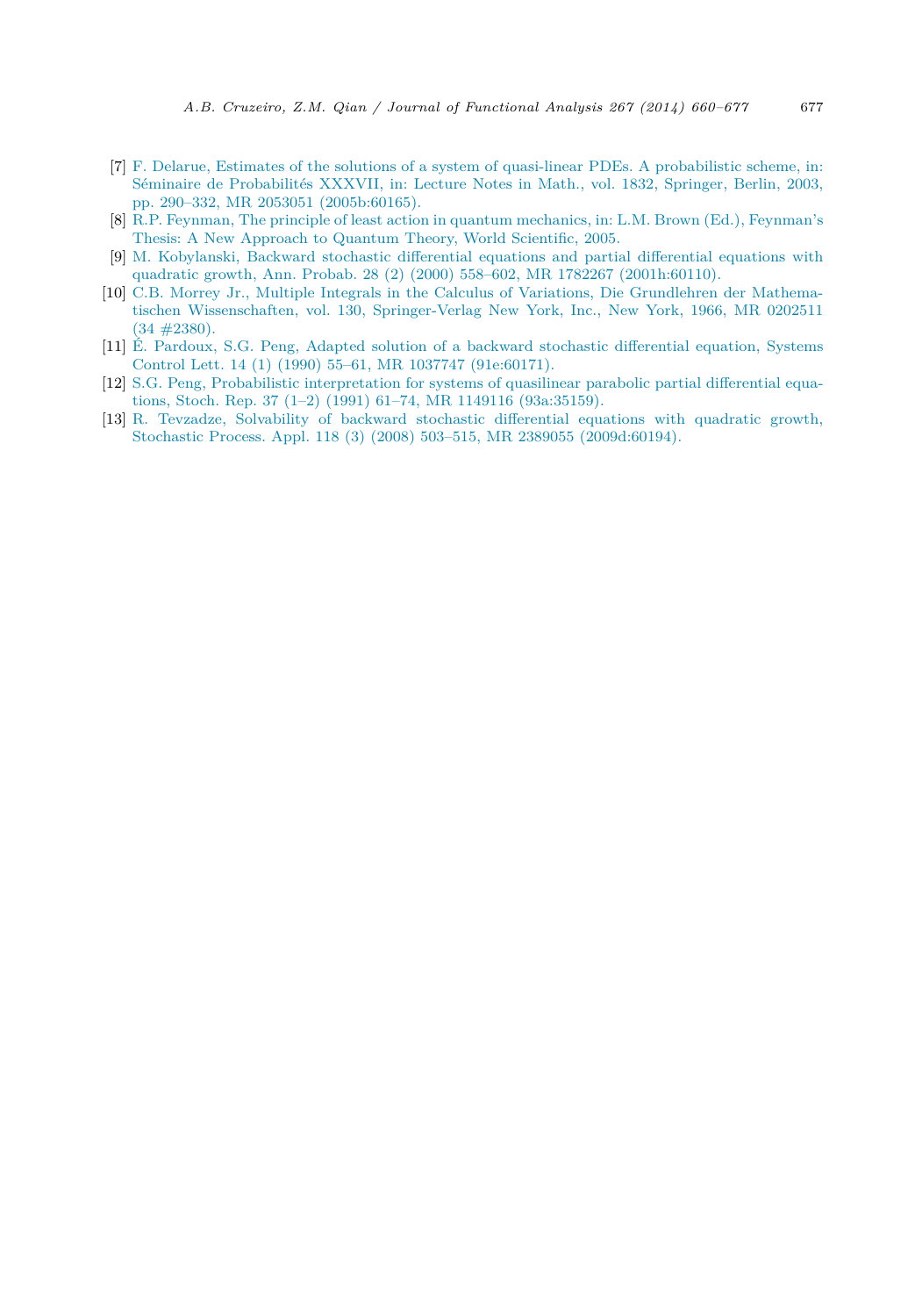[7] F. Delarue, Estimates of the solutions of a system of quasi-linear PDEs. A probabilistic scheme, in: Séminaire de Probabilités XXXVII, in: Lecture Notes in Math., vol. 1832, Springer, Berlin, 2003, pp. 290–332, MR 2053051 (2005b:60165).

[8] R.P. Feynman, The principle of least action in quantum mechanics, in: L.M. Brown (Ed.), Feynman's Thesis: A New Approach to Quantum Theory, World Scientific, 2005.

[9] M. Kobylanski, Backward stochastic differential equations and partial differential equations with quadratic growth, Ann. Probab. 28 (2) (2000) 558–602, MR 1782267 (2001h:60110).

[10] C.B. Morrey Jr., Multiple Integrals in the Calculus of Variations, Die Grundlehren der Mathematischen Wissenschaften, vol. 130, Springer-Verlag New York, Inc., New York, 1966, MR 0202511 (34 #2380).

[11] É. Pardoux, S.G. Peng, Adapted solution of a backward stochastic differential equation, Systems Control Lett. 14 (1) (1990) 55–61, MR 1037747 (91e:60171).

[12] S.G. Peng, Probabilistic interpretation for systems of quasilinear parabolic partial differential equations, Stoch. Rep. 37 (1–2) (1991) 61–74, MR 1149116 (93a:35159).

[13] R. Tevzadze, Solvability of backward stochastic differential equations with quadratic growth, Stochastic Process. Appl. 118 (3) (2008) 503–515, MR 2389055 (2009d:60194).